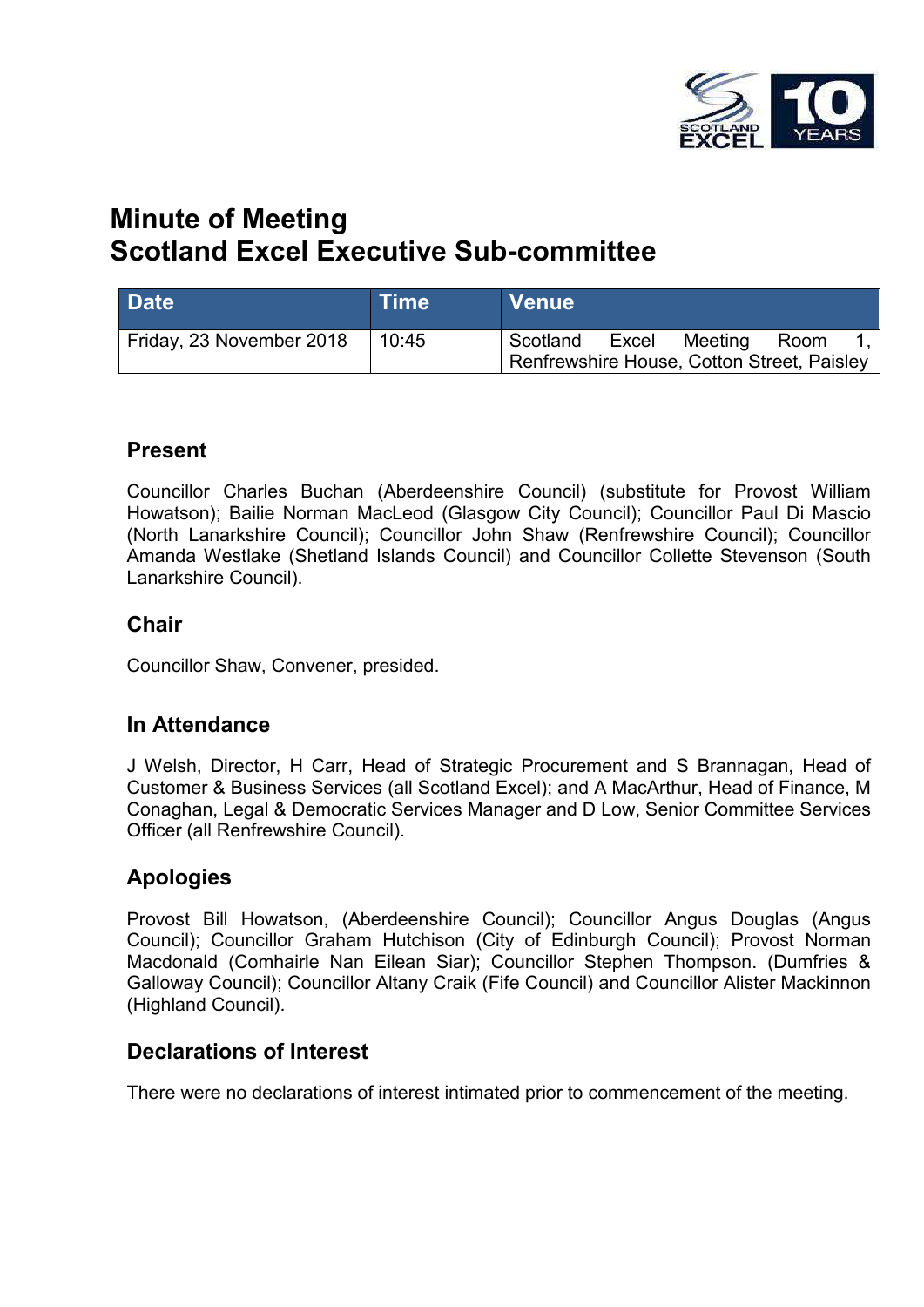# Minute of Meeting
# Scotland Excel Executive Sub-committee

| Date | Time | Venue |
| --- | --- | --- |
| Friday, 23 November 2018 | 10:45 | Scotland Excel Meeting Room 1, Renfrewshire House, Cotton Street, Paisley |

## Present

Councillor Charles Buchan (Aberdeenshire Council) (substitute for Provost William Howatson); Bailie Norman MacLeod (Glasgow City Council); Councillor Paul Di Mascio (North Lanarkshire Council); Councillor John Shaw (Renfrewshire Council); Councillor Amanda Westlake (Shetland Islands Council) and Councillor Collette Stevenson (South Lanarkshire Council).

## Chair

Councillor Shaw, Convener, presided.

## In Attendance

J Welsh, Director, H Carr, Head of Strategic Procurement and S Brannagan, Head of Customer & Business Services (all Scotland Excel); and A MacArthur, Head of Finance, M Conaghan, Legal & Democratic Services Manager and D Low, Senior Committee Services Officer (all Renfrewshire Council).

## Apologies

Provost Bill Howatson, (Aberdeenshire Council); Councillor Angus Douglas (Angus Council); Councillor Graham Hutchison (City of Edinburgh Council); Provost Norman Macdonald (Comhairle Nan Eilean Siar); Councillor Stephen Thompson. (Dumfries & Galloway Council); Councillor Altany Craik (Fife Council) and Councillor Alister Mackinnon (Highland Council).

## Declarations of Interest

There were no declarations of interest intimated prior to commencement of the meeting.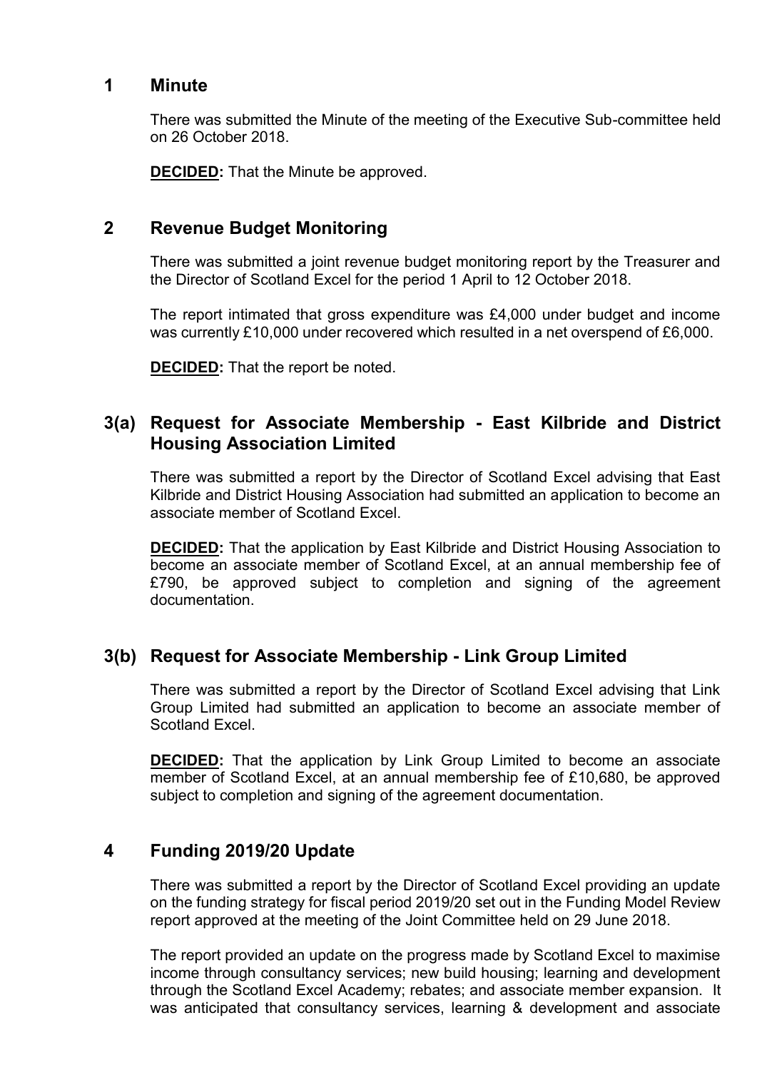## 1 Minute

There was submitted the Minute of the meeting of the Executive Sub-committee held on 26 October 2018.

**DECIDED:** That the Minute be approved.

## 2 Revenue Budget Monitoring

There was submitted a joint revenue budget monitoring report by the Treasurer and the Director of Scotland Excel for the period 1 April to 12 October 2018.

The report intimated that gross expenditure was £4,000 under budget and income was currently £10,000 under recovered which resulted in a net overspend of £6,000.

**DECIDED:** That the report be noted.

## 3(a) Request for Associate Membership - East Kilbride and District Housing Association Limited

There was submitted a report by the Director of Scotland Excel advising that East Kilbride and District Housing Association had submitted an application to become an associate member of Scotland Excel.

**DECIDED:** That the application by East Kilbride and District Housing Association to become an associate member of Scotland Excel, at an annual membership fee of £790, be approved subject to completion and signing of the agreement documentation.

## 3(b) Request for Associate Membership - Link Group Limited

There was submitted a report by the Director of Scotland Excel advising that Link Group Limited had submitted an application to become an associate member of Scotland Excel.

**DECIDED:** That the application by Link Group Limited to become an associate member of Scotland Excel, at an annual membership fee of £10,680, be approved subject to completion and signing of the agreement documentation.

## 4 Funding 2019/20 Update

There was submitted a report by the Director of Scotland Excel providing an update on the funding strategy for fiscal period 2019/20 set out in the Funding Model Review report approved at the meeting of the Joint Committee held on 29 June 2018.

The report provided an update on the progress made by Scotland Excel to maximise income through consultancy services; new build housing; learning and development through the Scotland Excel Academy; rebates; and associate member expansion. It was anticipated that consultancy services, learning & development and associate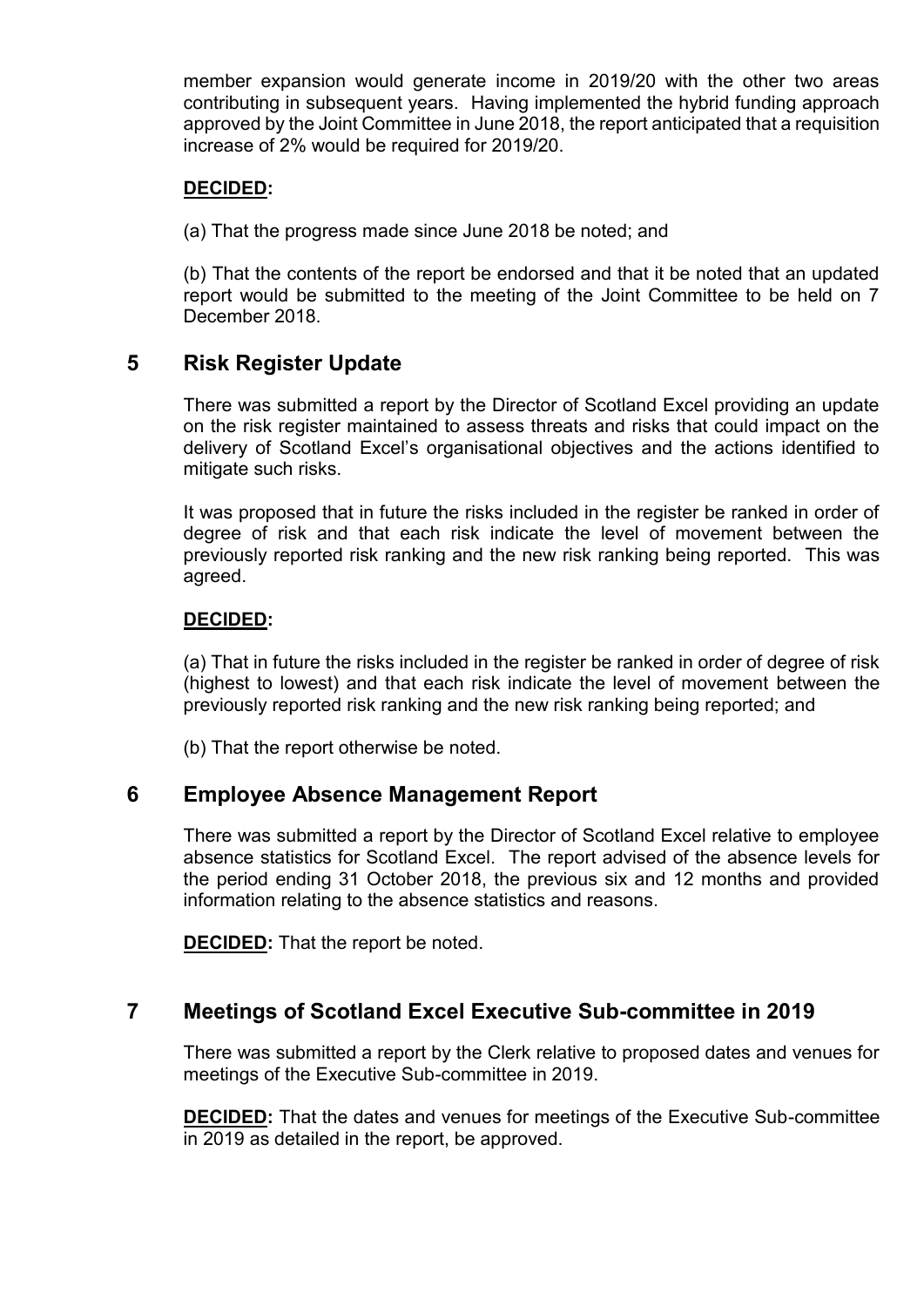member expansion would generate income in 2019/20 with the other two areas contributing in subsequent years. Having implemented the hybrid funding approach approved by the Joint Committee in June 2018, the report anticipated that a requisition increase of 2% would be required for 2019/20.

**DECIDED:**

(a) That the progress made since June 2018 be noted; and

(b) That the contents of the report be endorsed and that it be noted that an updated report would be submitted to the meeting of the Joint Committee to be held on 7 December 2018.

## 5 Risk Register Update

There was submitted a report by the Director of Scotland Excel providing an update on the risk register maintained to assess threats and risks that could impact on the delivery of Scotland Excel's organisational objectives and the actions identified to mitigate such risks.

It was proposed that in future the risks included in the register be ranked in order of degree of risk and that each risk indicate the level of movement between the previously reported risk ranking and the new risk ranking being reported. This was agreed.

**DECIDED:**

(a) That in future the risks included in the register be ranked in order of degree of risk (highest to lowest) and that each risk indicate the level of movement between the previously reported risk ranking and the new risk ranking being reported; and

(b) That the report otherwise be noted.

## 6 Employee Absence Management Report

There was submitted a report by the Director of Scotland Excel relative to employee absence statistics for Scotland Excel. The report advised of the absence levels for the period ending 31 October 2018, the previous six and 12 months and provided information relating to the absence statistics and reasons.

**DECIDED:** That the report be noted.

## 7 Meetings of Scotland Excel Executive Sub-committee in 2019

There was submitted a report by the Clerk relative to proposed dates and venues for meetings of the Executive Sub-committee in 2019.

**DECIDED:** That the dates and venues for meetings of the Executive Sub-committee in 2019 as detailed in the report, be approved.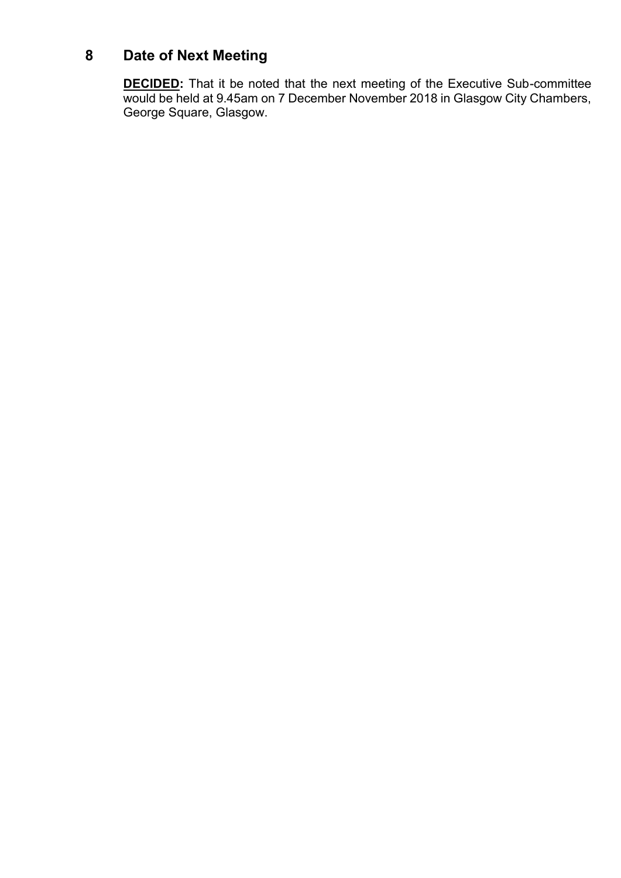## 8 Date of Next Meeting

**DECIDED:** That it be noted that the next meeting of the Executive Sub-committee would be held at 9.45am on 7 December November 2018 in Glasgow City Chambers, George Square, Glasgow.